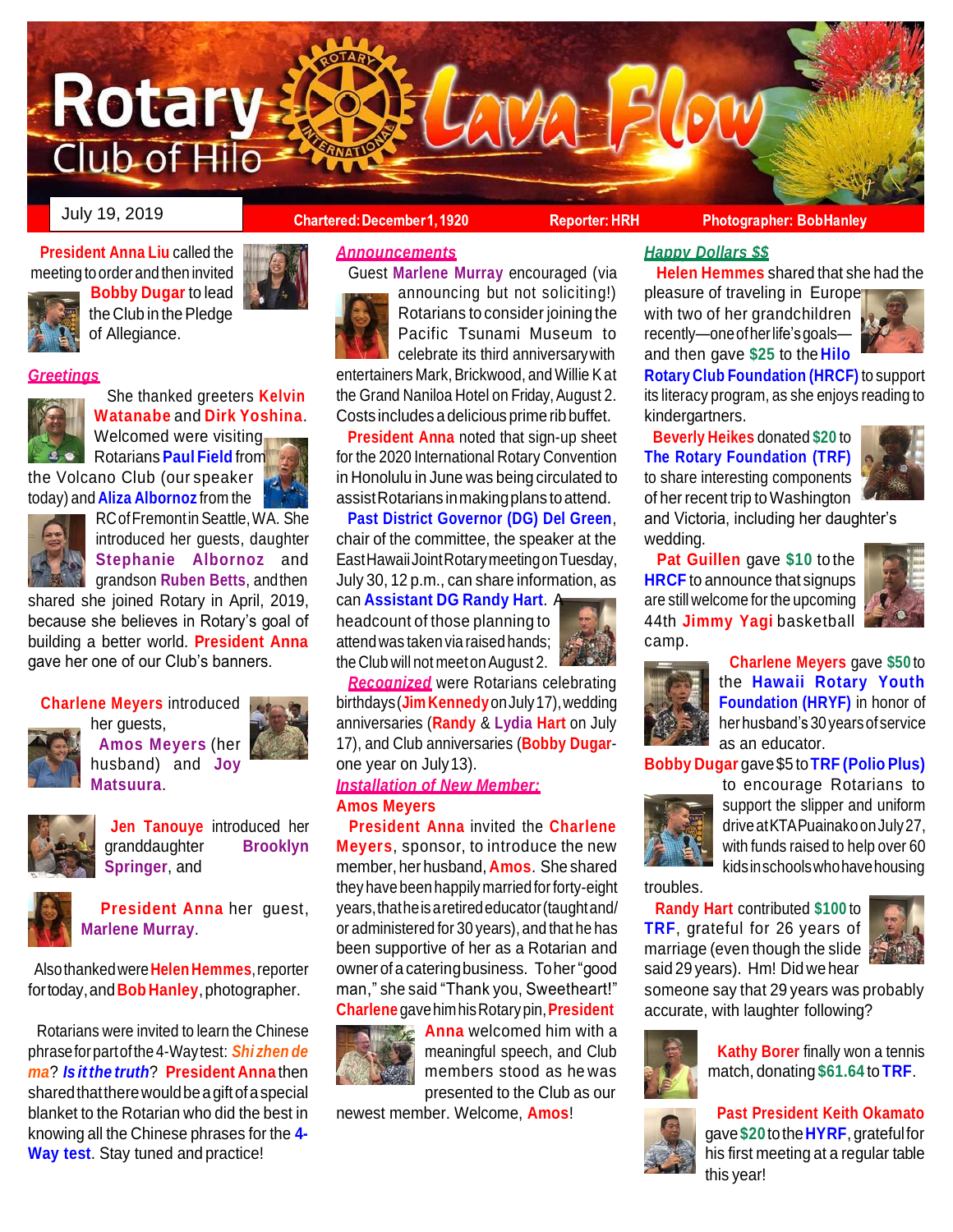# Rotary Club of Hilo — Lava Flow

July 19, 2019 | Chartered: December 1, 1920 | Reporter: HRH | Photographer: Bob Hanley

**President Anna Liu** called the meeting to order and then invited **Bobby Dugar** to lead the Club in the Pledge of Allegiance.

## *Greetings*

She thanked greeters **Kelvin Watanabe** and **Dirk Yoshina**. Welcomed were visiting Rotarians **Paul Field** from the Volcano Club (our speaker today) and **Aliza Albornoz** from the RC of Fremont in Seattle, WA. She introduced her guests, daughter **Stephanie Albornoz** and grandson **Ruben Betts**, and then shared she joined Rotary in April, 2019, because she believes in Rotary's goal of building a better world. **President Anna** gave her one of our Club's banners.

**Charlene Meyers** introduced her guests, **Amos Meyers** (her husband) and **Joy Matsuura**.

**Jen Tanouye** introduced her granddaughter **Brooklyn Springer**, and

**President Anna** her guest, **Marlene Murray**.

Also thanked were **Helen Hemmes**, reporter for today, and **Bob Hanley**, photographer.

Rotarians were invited to learn the Chinese phrase for part of the 4-Way test: ***Shi zhen de ma***? ***Is it the truth***? **President Anna** then shared that there would be a gift of a special blanket to the Rotarian who did the best in knowing all the Chinese phrases for the **4-Way test**. Stay tuned and practice!

## *Announcements*

Guest **Marlene Murray** encouraged (via announcing but not soliciting!) Rotarians to consider joining the Pacific Tsunami Museum to celebrate its third anniversary with entertainers Mark, Brickwood, and Willie K at the Grand Naniloa Hotel on Friday, August 2. Costs includes a delicious prime rib buffet.

**President Anna** noted that sign-up sheet for the 2020 International Rotary Convention in Honolulu in June was being circulated to assist Rotarians in making plans to attend.

**Past District Governor (DG) Del Green**, chair of the committee, the speaker at the East Hawaii Joint Rotary meeting on Tuesday, July 30, 12 p.m., can share information, as can **Assistant DG Randy Hart**. A headcount of those planning to attend was taken via raised hands; the Club will not meet on August 2.

***Recognized*** were Rotarians celebrating birthdays (**Jim Kennedy** on July 17), wedding anniversaries (**Randy** & **Lydia Hart** on July 17), and Club anniversaries (**Bobby Dugar**-one year on July 13).

## *Installation of New Member:*

**Amos Meyers**

**President Anna** invited the **Charlene Meyers**, sponsor, to introduce the new member, her husband, **Amos**. She shared they have been happily married for forty-eight years, that he is a retired educator (taught and/or administered for 30 years), and that he has been supportive of her as a Rotarian and owner of a catering business. To her "good man," she said "Thank you, Sweetheart!" **Charlene** gave him his Rotary pin, **President Anna** welcomed him with a meaningful speech, and Club members stood as he was presented to the Club as our newest member. Welcome, **Amos**!

## *Happy Dollars $$*

**Helen Hemmes** shared that she had the pleasure of traveling in Europe with two of her grandchildren recently—one of her life's goals—and then gave **$25** to the **Hilo Rotary Club Foundation (HRCF)** to support its literacy program, as she enjoys reading to kindergartners.

**Beverly Heikes** donated **$20** to **The Rotary Foundation (TRF)** to share interesting components of her recent trip to Washington and Victoria, including her daughter's wedding.

**Pat Guillen** gave **$10** to the **HRCF** to announce that signups are still welcome for the upcoming 44th **Jimmy Yagi** basketball camp.

**Charlene Meyers** gave **$50** to the **Hawaii Rotary Youth Foundation (HRYF)** in honor of her husband's 30 years of service as an educator.

**Bobby Dugar** gave $5 to **TRF (Polio Plus)** to encourage Rotarians to support the slipper and uniform drive at KTA Puainako on July 27, with funds raised to help over 60 kids in schools who have housing troubles.

**Randy Hart** contributed **$100** to **TRF**, grateful for 26 years of marriage (even though the slide said 29 years). Hm! Did we hear someone say that 29 years was probably accurate, with laughter following?

**Kathy Borer** finally won a tennis match, donating **$61.64** to **TRF**.

**Past President Keith Okamato** gave **$20** to the **HYRF**, grateful for his first meeting at a regular table this year!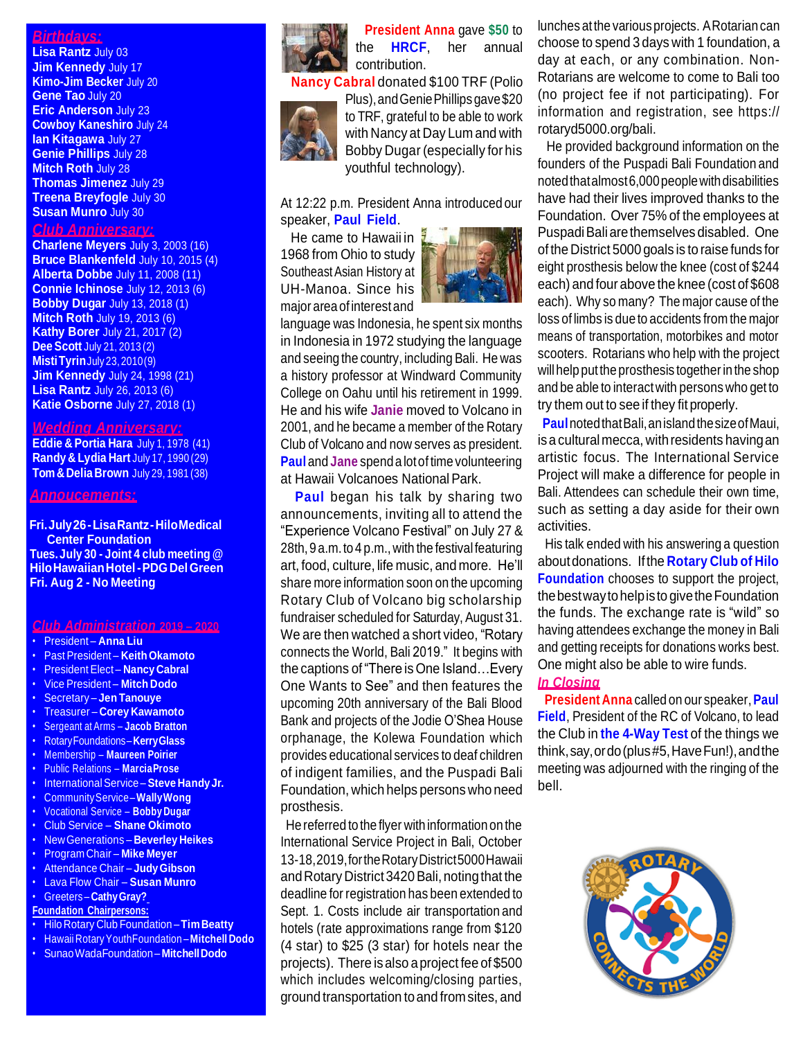## Birthdays:

**Lisa Rantz** July 03
**Jim Kennedy** July 17
**Kimo-Jim Becker** July 20
**Gene Tao** July 20
**Eric Anderson** July 23
**Cowboy Kaneshiro** July 24
**Ian Kitagawa** July 27
**Genie Phillips** July 28
**Mitch Roth** July 28
**Thomas Jimenez** July 29
**Treena Breyfogle** July 30
**Susan Munro** July 30

## Club Anniversary:

**Charlene Meyers** July 3, 2003 (16)
**Bruce Blankenfeld** July 10, 2015 (4)
**Alberta Dobbe** July 11, 2008 (11)
**Connie Ichinose** July 12, 2013 (6)
**Bobby Dugar** July 13, 2018 (1)
**Mitch Roth** July 19, 2013 (6)
**Kathy Borer** July 21, 2017 (2)
**Dee Scott** July 21, 2013 (2)
**Misti Tyrin** July 23, 2010 (9)
**Jim Kennedy** July 24, 1998 (21)
**Lisa Rantz** July 26, 2013 (6)
**Katie Osborne** July 27, 2018 (1)

## Wedding Anniversary:

**Eddie & Portia Hara** July 1, 1978 (41)
**Randy & Lydia Hart** July 17, 1990 (29)
**Tom & Delia Brown** July 29, 1981 (38)

## Annoucements:

**Fri. July 26 - Lisa Rantz - Hilo Medical Center Foundation**
**Tues. July 30 - Joint 4 club meeting @ Hilo Hawaiian Hotel - PDG Del Green**
**Fri. Aug 2 - No Meeting**

## Club Administration 2019 – 2020

- President – **Anna Liu**
- Past President – **Keith Okamoto**
- President Elect – **Nancy Cabral**
- Vice President – **Mitch Dodo**
- Secretary – **Jen Tanouye**
- Treasurer – **Corey Kawamoto**
- Sergeant at Arms – **Jacob Bratton**
- Rotary Foundations – **Kerry Glass**
- Membership – **Maureen Poirier**
- Public Relations – **Marcia Prose**
- International Service – **Steve Handy Jr.**
- Community Service – **Wally Wong**
- Vocational Service – **Bobby Dugar**
- Club Service – **Shane Okimoto**
- New Generations – **Beverley Heikes**
- Program Chair – **Mike Meyer**
- Attendance Chair – **Judy Gibson**
- Lava Flow Chair – **Susan Munro**
- Greeters – **Cathy Gray?**

**Foundation Chairpersons:**

- Hilo Rotary Club Foundation – **Tim Beatty**
- Hawaii Rotary Youth Foundation – **Mitchell Dodo**
- Sunao Wada Foundation – **Mitchell Dodo**

**President Anna** gave **$50** to the **HRCF**, her annual contribution.

**Nancy Cabral** donated $100 TRF (Polio Plus), and Genie Phillips gave $20 to TRF, grateful to be able to work with Nancy at Day Lum and with Bobby Dugar (especially for his youthful technology).

At 12:22 p.m. President Anna introduced our speaker, **Paul Field**.

He came to Hawaii in 1968 from Ohio to study Southeast Asian History at UH-Manoa. Since his major area of interest and language was Indonesia, he spent six months in Indonesia in 1972 studying the language and seeing the country, including Bali. He was a history professor at Windward Community College on Oahu until his retirement in 1999. He and his wife **Janie** moved to Volcano in 2001, and he became a member of the Rotary Club of Volcano and now serves as president. **Paul** and **Jane** spend a lot of time volunteering at Hawaii Volcanoes National Park.

**Paul** began his talk by sharing two announcements, inviting all to attend the "Experience Volcano Festival" on July 27 & 28th, 9 a.m. to 4 p.m., with the festival featuring art, food, culture, life music, and more. He'll share more information soon on the upcoming Rotary Club of Volcano big scholarship fundraiser scheduled for Saturday, August 31. We are then watched a short video, "Rotary connects the World, Bali 2019." It begins with the captions of "There is One Island…Every One Wants to See" and then features the upcoming 20th anniversary of the Bali Blood Bank and projects of the Jodie O'Shea House orphanage, the Kolewa Foundation which provides educational services to deaf children of indigent families, and the Puspadi Bali Foundation, which helps persons who need prosthesis.

He referred to the flyer with information on the International Service Project in Bali, October 13-18, 2019, for the Rotary District 5000 Hawaii and Rotary District 3420 Bali, noting that the deadline for registration has been extended to Sept. 1. Costs include air transportation and hotels (rate approximations range from $120 (4 star) to $25 (3 star) for hotels near the projects). There is also a project fee of $500 which includes welcoming/closing parties, ground transportation to and from sites, and lunches at the various projects. A Rotarian can choose to spend 3 days with 1 foundation, a day at each, or any combination. Non-Rotarians are welcome to come to Bali too (no project fee if not participating). For information and registration, see https://rotaryd5000.org/bali.

He provided background information on the founders of the Puspadi Bali Foundation and noted that almost 6,000 people with disabilities have had their lives improved thanks to the Foundation. Over 75% of the employees at Puspadi Bali are themselves disabled. One of the District 5000 goals is to raise funds for eight prosthesis below the knee (cost of $244 each) and four above the knee (cost of $608 each). Why so many? The major cause of the loss of limbs is due to accidents from the major means of transportation, motorbikes and motor scooters. Rotarians who help with the project will help put the prosthesis together in the shop and be able to interact with persons who get to try them out to see if they fit properly.

**Paul** noted that Bali, an island the size of Maui, is a cultural mecca, with residents having an artistic focus. The International Service Project will make a difference for people in Bali. Attendees can schedule their own time, such as setting a day aside for their own activities.

His talk ended with his answering a question about donations. If the **Rotary Club of Hilo Foundation** chooses to support the project, the best way to help is to give the Foundation the funds. The exchange rate is "wild" so having attendees exchange the money in Bali and getting receipts for donations works best. One might also be able to wire funds.

## In Closing

**President Anna** called on our speaker, **Paul Field**, President of the RC of Volcano, to lead the Club in **the 4-Way Test** of the things we think, say, or do (plus #5, Have Fun!), and the meeting was adjourned with the ringing of the bell.